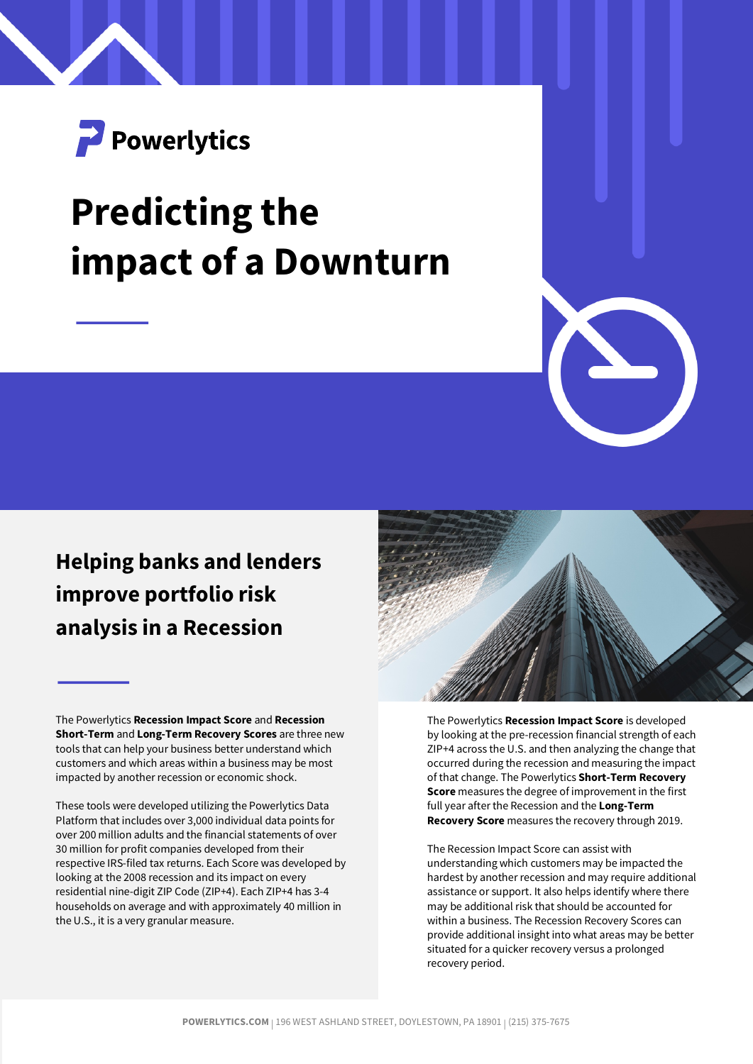Powerlytics

# Predicting the impact of a Downturn

## Helping banks and lenders improve portfolio risk analysis in a Recession

The Powerlytics **Recession Impact Score** and **Recession Short-Term** and **Long-Term Recovery Scores** are three new tools that can help your business better understand which customers and which areas within a business may be most impacted by another recession or economic shock.

These tools were developed utilizing the Powerlytics Data Platform that includes over 3,000 individual data points for over 200 million adults and the financial statements of over 30 million for profit companies developed from their respective IRS-filed tax returns. Each Score was developed by looking at the 2008 recession and its impact on every residential nine-digit ZIP Code (ZIP+4). Each ZIP+4 has 3-4 households on average and with approximately 40 million in the U.S., it is a very granular measure.

The Powerlytics **Recession Impact Score** is developed by looking at the pre-recession financial strength of each ZIP+4 across the U.S. and then analyzing the change that occurred during the recession and measuring the impact of that change. The Powerlytics **Short-Term Recovery Score** measures the degree of improvement in the first full year after the Recession and the **Long-Term Recovery Score** measures the recovery through 2019.

The Recession Impact Score can assist with understanding which customers may be impacted the hardest by another recession and may require additional assistance or support. It also helps identify where there may be additional risk that should be accounted for within a business. The Recession Recovery Scores can provide additional insight into what areas may be better situated for a quicker recovery versus a prolonged recovery period.

**POWERLYTICS.COM** | 196 WEST ASHLAND STREET, DOYLESTOWN, PA 18901 | (215) 375-7675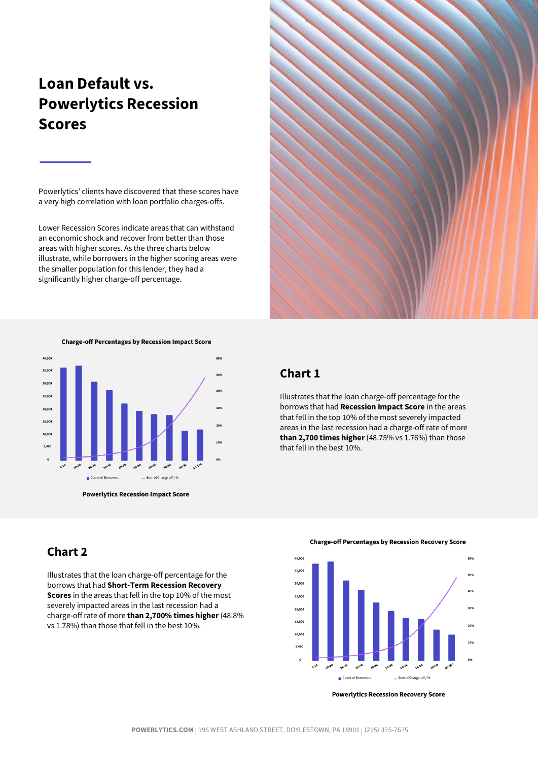# Loan Default vs. Powerlytics Recession Scores

Powerlytics' clients have discovered that these scores have a very high correlation with loan portfolio charges-offs.

Lower Recession Scores indicate areas that can withstand an economic shock and recover from better than those areas with higher scores. As the three charts below illustrate, while borrowers in the higher scoring areas were the smaller population for this lender, they had a significantly higher charge-off percentage.

**Charge-off Percentages by Recession Impact Score**

**Powerlytics Recession Impact Score**

## Chart 1

Illustrates that the loan charge-off percentage for the borrows that had **Recession Impact Score** in the areas that fell in the top 10% of the most severely impacted areas in the last recession had a charge-off rate of more **than 2,700 times higher** (48.75% vs 1.76%) than those that fell in the best 10%.

## Chart 2

Illustrates that the loan charge-off percentage for the borrows that had **Short-Term Recession Recovery Scores** in the areas that fell in the top 10% of the most severely impacted areas in the last recession had a charge-off rate of more **than 2,700% times higher** (48.8% vs 1.78%) than those that fell in the best 10%.

**Charge-off Percentages by Recession Recovery Score**

**Powerlytics Recession Recovery Score**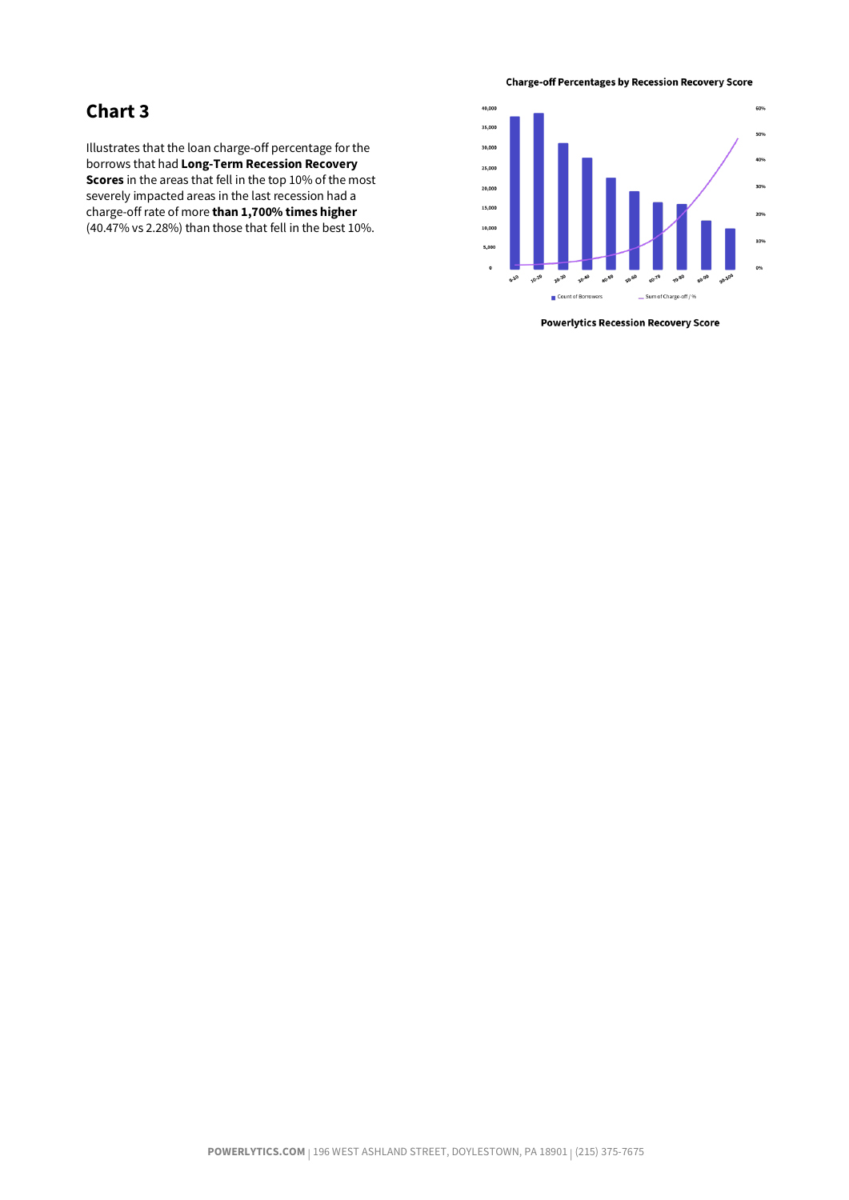## Chart 3

Illustrates that the loan charge-off percentage for the borrows that had **Long-Term Recession Recovery Scores** in the areas that fell in the top 10% of the most severely impacted areas in the last recession had a charge-off rate of more **than 1,700% times higher** (40.47% vs 2.28%) than those that fell in the best 10%.

**Charge-off Percentages by Recession Recovery Score**

40,000
35,000
30,000
25,000
20,000
15,000
10,000
5,000
0

60%
50%
40%
30%
20%
10%
0%

0-10
10-20
20-30
30-40
40-50
50-60
60-70
70-80
80-90
90-100

Count of Borrowers
Sum of Charge-off / %

**Powerlytics Recession Recovery Score**